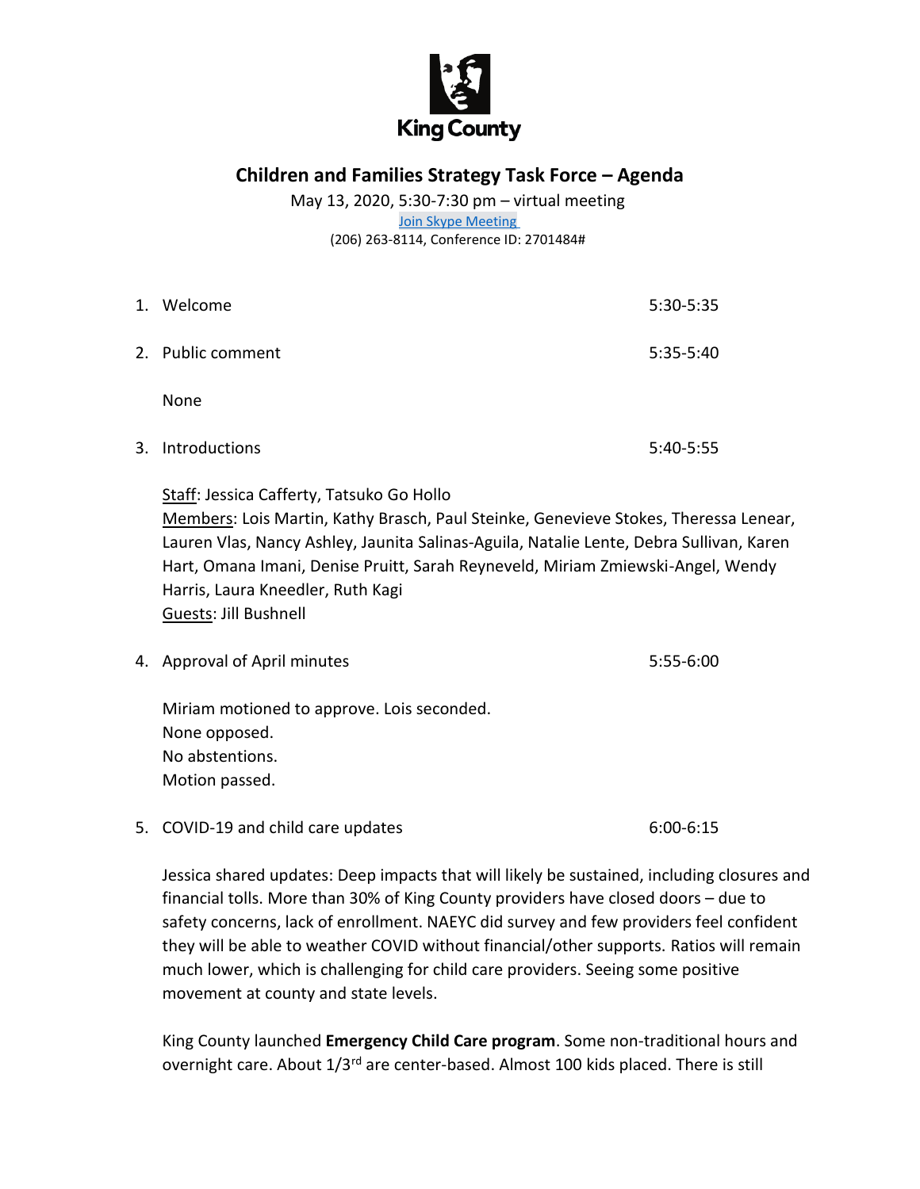King County

# Children and Families Strategy Task Force – Agenda

May 13, 2020, 5:30-7:30 pm – virtual meeting
Join Skype Meeting
(206) 263-8114, Conference ID: 2701484#

1. Welcome 5:30-5:35

2. Public comment 5:35-5:40

   None

3. Introductions 5:40-5:55

   Staff: Jessica Cafferty, Tatsuko Go Hollo
   Members: Lois Martin, Kathy Brasch, Paul Steinke, Genevieve Stokes, Theressa Lenear, Lauren Vlas, Nancy Ashley, Jaunita Salinas-Aguila, Natalie Lente, Debra Sullivan, Karen Hart, Omana Imani, Denise Pruitt, Sarah Reyneveld, Miriam Zmiewski-Angel, Wendy Harris, Laura Kneedler, Ruth Kagi
   Guests: Jill Bushnell

4. Approval of April minutes 5:55-6:00

   Miriam motioned to approve. Lois seconded.
   None opposed.
   No abstentions.
   Motion passed.

5. COVID-19 and child care updates 6:00-6:15

   Jessica shared updates: Deep impacts that will likely be sustained, including closures and financial tolls. More than 30% of King County providers have closed doors – due to safety concerns, lack of enrollment. NAEYC did survey and few providers feel confident they will be able to weather COVID without financial/other supports. Ratios will remain much lower, which is challenging for child care providers. Seeing some positive movement at county and state levels.

   King County launched **Emergency Child Care program**. Some non-traditional hours and overnight care. About 1/3rd are center-based. Almost 100 kids placed. There is still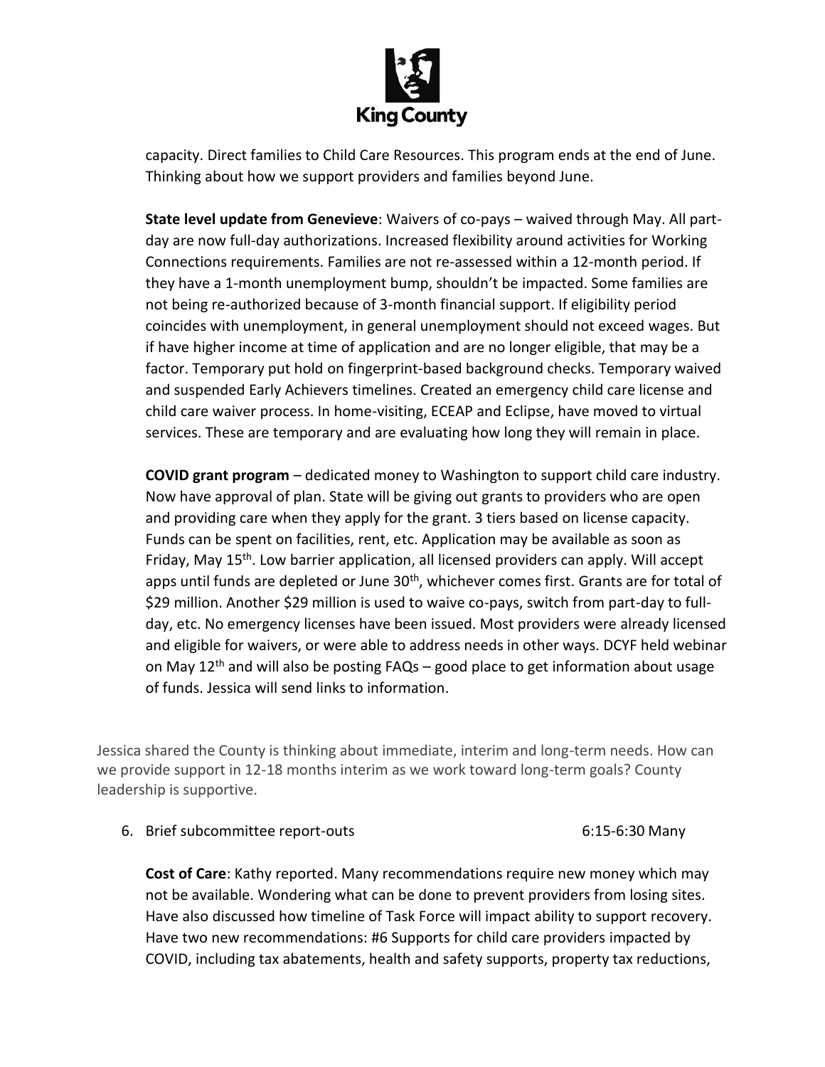capacity. Direct families to Child Care Resources. This program ends at the end of June. Thinking about how we support providers and families beyond June.

**State level update from Genevieve**: Waivers of co-pays – waived through May. All part-day are now full-day authorizations. Increased flexibility around activities for Working Connections requirements. Families are not re-assessed within a 12-month period. If they have a 1-month unemployment bump, shouldn't be impacted. Some families are not being re-authorized because of 3-month financial support. If eligibility period coincides with unemployment, in general unemployment should not exceed wages. But if have higher income at time of application and are no longer eligible, that may be a factor. Temporary put hold on fingerprint-based background checks. Temporary waived and suspended Early Achievers timelines. Created an emergency child care license and child care waiver process. In home-visiting, ECEAP and Eclipse, have moved to virtual services. These are temporary and are evaluating how long they will remain in place.

**COVID grant program** – dedicated money to Washington to support child care industry. Now have approval of plan. State will be giving out grants to providers who are open and providing care when they apply for the grant. 3 tiers based on license capacity. Funds can be spent on facilities, rent, etc. Application may be available as soon as Friday, May 15th. Low barrier application, all licensed providers can apply. Will accept apps until funds are depleted or June 30th, whichever comes first. Grants are for total of $29 million. Another $29 million is used to waive co-pays, switch from part-day to full-day, etc. No emergency licenses have been issued. Most providers were already licensed and eligible for waivers, or were able to address needs in other ways. DCYF held webinar on May 12th and will also be posting FAQs – good place to get information about usage of funds. Jessica will send links to information.

Jessica shared the County is thinking about immediate, interim and long-term needs. How can we provide support in 12-18 months interim as we work toward long-term goals? County leadership is supportive.

6. Brief subcommittee report-outs 6:15-6:30 Many

   **Cost of Care**: Kathy reported. Many recommendations require new money which may not be available. Wondering what can be done to prevent providers from losing sites. Have also discussed how timeline of Task Force will impact ability to support recovery. Have two new recommendations: #6 Supports for child care providers impacted by COVID, including tax abatements, health and safety supports, property tax reductions,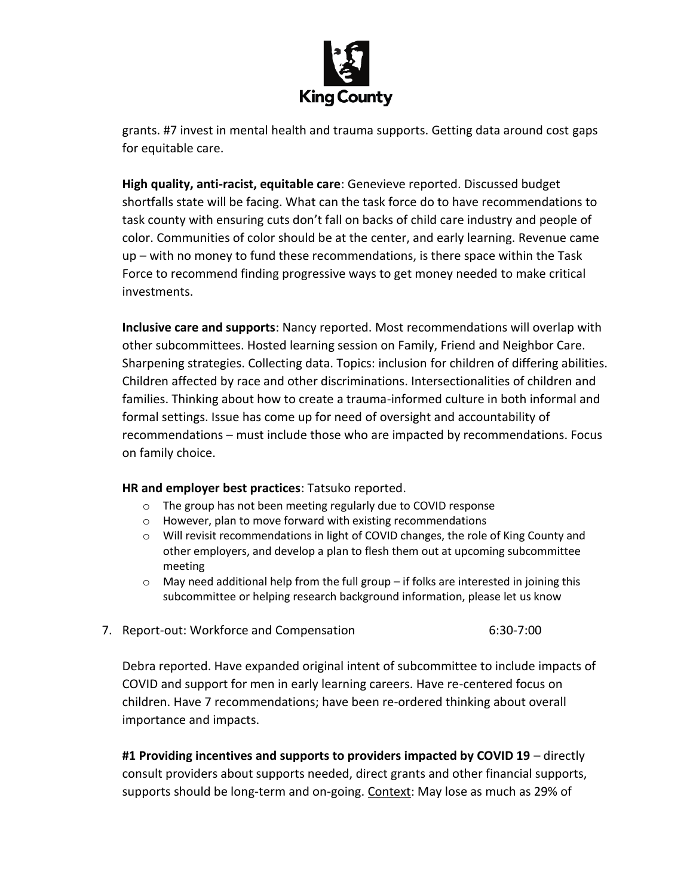grants. #7 invest in mental health and trauma supports. Getting data around cost gaps for equitable care.

**High quality, anti-racist, equitable care**: Genevieve reported. Discussed budget shortfalls state will be facing. What can the task force do to have recommendations to task county with ensuring cuts don't fall on backs of child care industry and people of color. Communities of color should be at the center, and early learning. Revenue came up – with no money to fund these recommendations, is there space within the Task Force to recommend finding progressive ways to get money needed to make critical investments.

**Inclusive care and supports**: Nancy reported. Most recommendations will overlap with other subcommittees. Hosted learning session on Family, Friend and Neighbor Care. Sharpening strategies. Collecting data. Topics: inclusion for children of differing abilities. Children affected by race and other discriminations. Intersectionalities of children and families. Thinking about how to create a trauma-informed culture in both informal and formal settings. Issue has come up for need of oversight and accountability of recommendations – must include those who are impacted by recommendations. Focus on family choice.

**HR and employer best practices**: Tatsuko reported.

- The group has not been meeting regularly due to COVID response
- However, plan to move forward with existing recommendations
- Will revisit recommendations in light of COVID changes, the role of King County and other employers, and develop a plan to flesh them out at upcoming subcommittee meeting
- May need additional help from the full group – if folks are interested in joining this subcommittee or helping research background information, please let us know

7. Report-out: Workforce and Compensation 6:30-7:00

Debra reported. Have expanded original intent of subcommittee to include impacts of COVID and support for men in early learning careers. Have re-centered focus on children. Have 7 recommendations; have been re-ordered thinking about overall importance and impacts.

**#1 Providing incentives and supports to providers impacted by COVID 19** – directly consult providers about supports needed, direct grants and other financial supports, supports should be long-term and on-going. Context: May lose as much as 29% of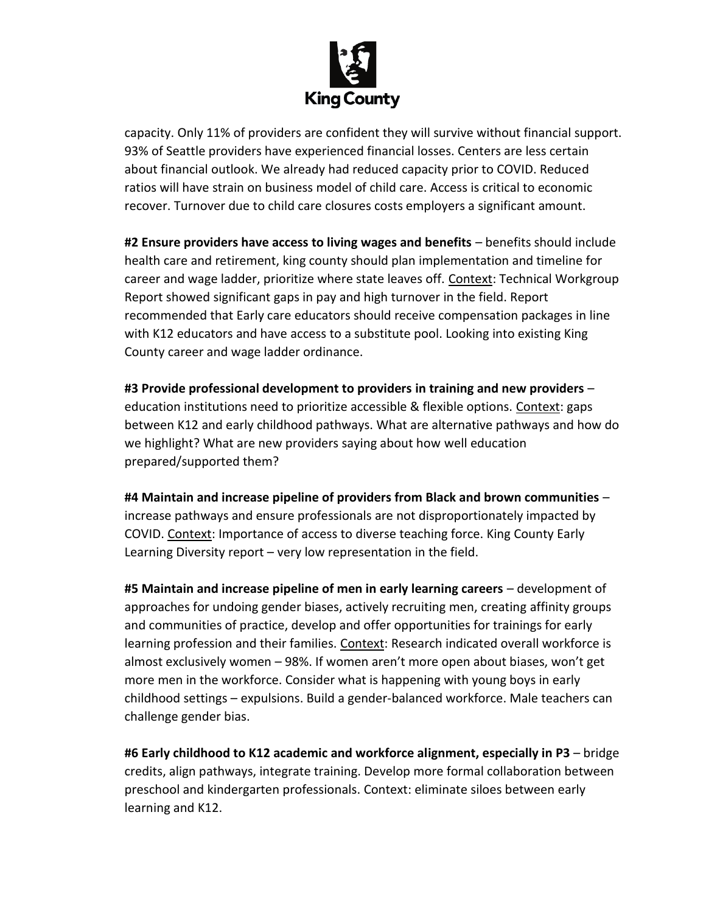capacity. Only 11% of providers are confident they will survive without financial support. 93% of Seattle providers have experienced financial losses. Centers are less certain about financial outlook. We already had reduced capacity prior to COVID. Reduced ratios will have strain on business model of child care. Access is critical to economic recover. Turnover due to child care closures costs employers a significant amount.

**#2 Ensure providers have access to living wages and benefits** – benefits should include health care and retirement, king county should plan implementation and timeline for career and wage ladder, prioritize where state leaves off. Context: Technical Workgroup Report showed significant gaps in pay and high turnover in the field. Report recommended that Early care educators should receive compensation packages in line with K12 educators and have access to a substitute pool. Looking into existing King County career and wage ladder ordinance.

**#3 Provide professional development to providers in training and new providers** – education institutions need to prioritize accessible & flexible options. Context: gaps between K12 and early childhood pathways. What are alternative pathways and how do we highlight? What are new providers saying about how well education prepared/supported them?

**#4 Maintain and increase pipeline of providers from Black and brown communities** – increase pathways and ensure professionals are not disproportionately impacted by COVID. Context: Importance of access to diverse teaching force. King County Early Learning Diversity report – very low representation in the field.

**#5 Maintain and increase pipeline of men in early learning careers** – development of approaches for undoing gender biases, actively recruiting men, creating affinity groups and communities of practice, develop and offer opportunities for trainings for early learning profession and their families. Context: Research indicated overall workforce is almost exclusively women – 98%. If women aren't more open about biases, won't get more men in the workforce. Consider what is happening with young boys in early childhood settings – expulsions. Build a gender-balanced workforce. Male teachers can challenge gender bias.

**#6 Early childhood to K12 academic and workforce alignment, especially in P3** – bridge credits, align pathways, integrate training. Develop more formal collaboration between preschool and kindergarten professionals. Context: eliminate siloes between early learning and K12.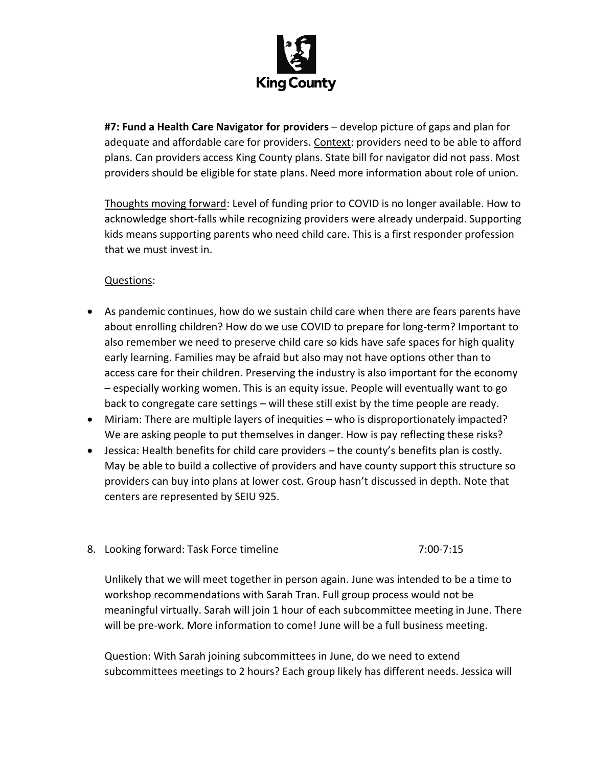**#7: Fund a Health Care Navigator for providers** – develop picture of gaps and plan for adequate and affordable care for providers. Context: providers need to be able to afford plans. Can providers access King County plans. State bill for navigator did not pass. Most providers should be eligible for state plans. Need more information about role of union.

Thoughts moving forward: Level of funding prior to COVID is no longer available. How to acknowledge short-falls while recognizing providers were already underpaid. Supporting kids means supporting parents who need child care. This is a first responder profession that we must invest in.

Questions:

- As pandemic continues, how do we sustain child care when there are fears parents have about enrolling children? How do we use COVID to prepare for long-term? Important to also remember we need to preserve child care so kids have safe spaces for high quality early learning. Families may be afraid but also may not have options other than to access care for their children. Preserving the industry is also important for the economy – especially working women. This is an equity issue. People will eventually want to go back to congregate care settings – will these still exist by the time people are ready.
- Miriam: There are multiple layers of inequities – who is disproportionately impacted? We are asking people to put themselves in danger. How is pay reflecting these risks?
- Jessica: Health benefits for child care providers – the county's benefits plan is costly. May be able to build a collective of providers and have county support this structure so providers can buy into plans at lower cost. Group hasn't discussed in depth. Note that centers are represented by SEIU 925.

8. Looking forward: Task Force timeline 7:00-7:15

Unlikely that we will meet together in person again. June was intended to be a time to workshop recommendations with Sarah Tran. Full group process would not be meaningful virtually. Sarah will join 1 hour of each subcommittee meeting in June. There will be pre-work. More information to come! June will be a full business meeting.

Question: With Sarah joining subcommittees in June, do we need to extend subcommittees meetings to 2 hours? Each group likely has different needs. Jessica will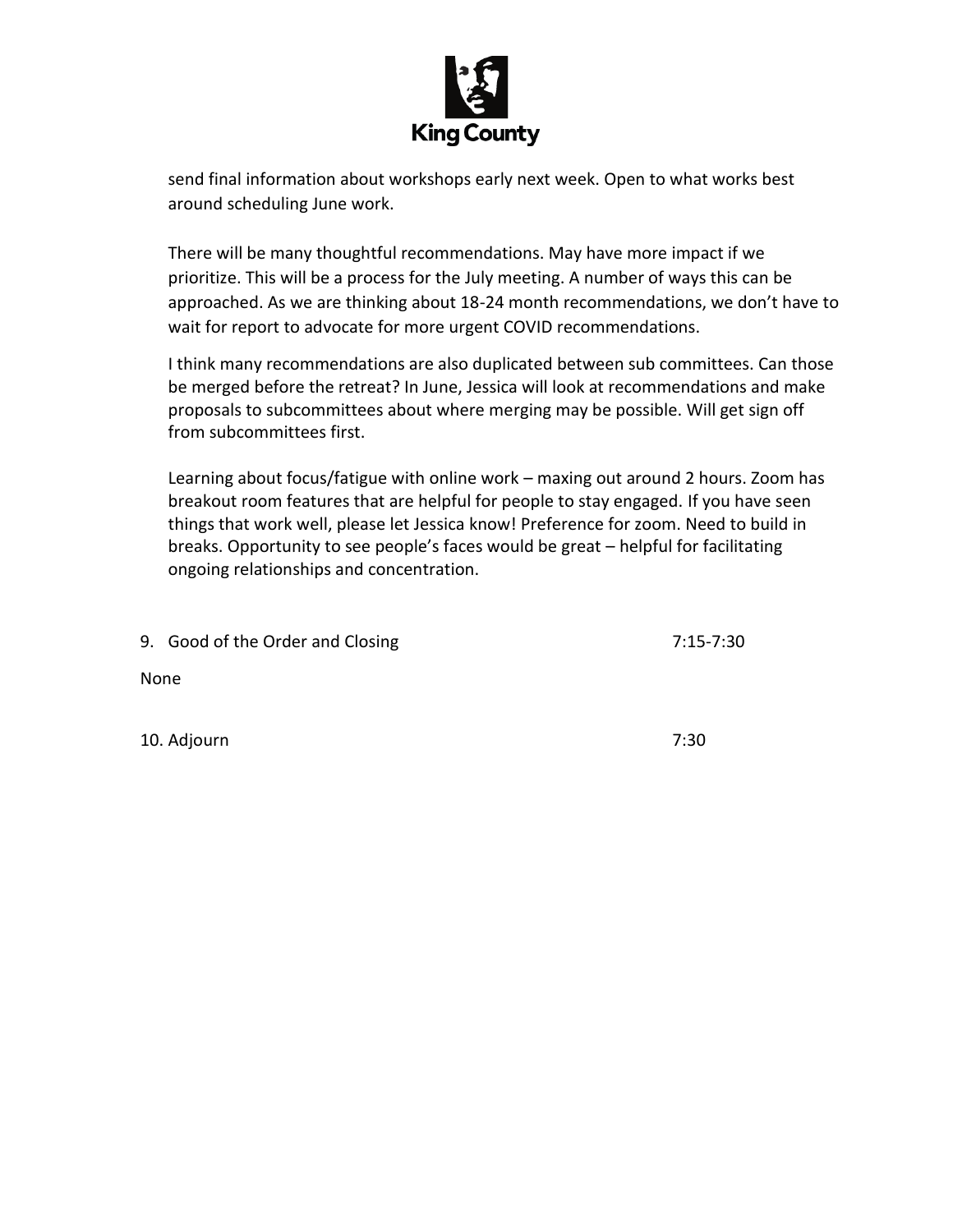send final information about workshops early next week. Open to what works best around scheduling June work.

There will be many thoughtful recommendations. May have more impact if we prioritize. This will be a process for the July meeting. A number of ways this can be approached. As we are thinking about 18-24 month recommendations, we don't have to wait for report to advocate for more urgent COVID recommendations.

I think many recommendations are also duplicated between sub committees. Can those be merged before the retreat? In June, Jessica will look at recommendations and make proposals to subcommittees about where merging may be possible. Will get sign off from subcommittees first.

Learning about focus/fatigue with online work – maxing out around 2 hours. Zoom has breakout room features that are helpful for people to stay engaged. If you have seen things that work well, please let Jessica know! Preference for zoom. Need to build in breaks. Opportunity to see people's faces would be great – helpful for facilitating ongoing relationships and concentration.

9. Good of the Order and Closing 7:15-7:30

None

10. Adjourn 7:30